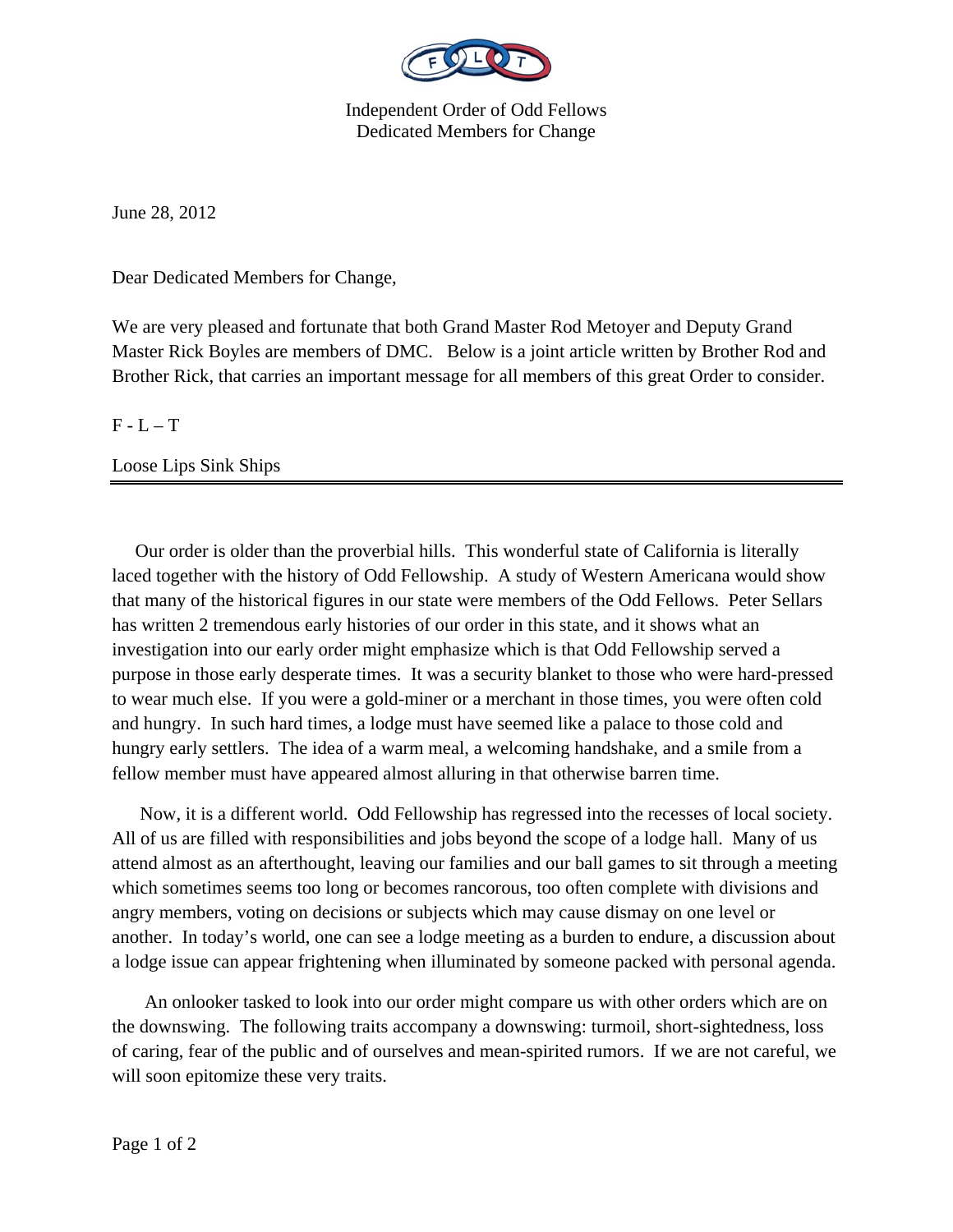Independent Order of Odd Fellows
Dedicated Members for Change

June 28, 2012

Dear Dedicated Members for Change,

We are very pleased and fortunate that both Grand Master Rod Metoyer and Deputy Grand Master Rick Boyles are members of DMC. Below is a joint article written by Brother Rod and Brother Rick, that carries an important message for all members of this great Order to consider.

F - L – T

Loose Lips Sink Ships

---

Our order is older than the proverbial hills. This wonderful state of California is literally laced together with the history of Odd Fellowship. A study of Western Americana would show that many of the historical figures in our state were members of the Odd Fellows. Peter Sellars has written 2 tremendous early histories of our order in this state, and it shows what an investigation into our early order might emphasize which is that Odd Fellowship served a purpose in those early desperate times. It was a security blanket to those who were hard-pressed to wear much else. If you were a gold-miner or a merchant in those times, you were often cold and hungry. In such hard times, a lodge must have seemed like a palace to those cold and hungry early settlers. The idea of a warm meal, a welcoming handshake, and a smile from a fellow member must have appeared almost alluring in that otherwise barren time.

Now, it is a different world. Odd Fellowship has regressed into the recesses of local society. All of us are filled with responsibilities and jobs beyond the scope of a lodge hall. Many of us attend almost as an afterthought, leaving our families and our ball games to sit through a meeting which sometimes seems too long or becomes rancorous, too often complete with divisions and angry members, voting on decisions or subjects which may cause dismay on one level or another. In today's world, one can see a lodge meeting as a burden to endure, a discussion about a lodge issue can appear frightening when illuminated by someone packed with personal agenda.

An onlooker tasked to look into our order might compare us with other orders which are on the downswing. The following traits accompany a downswing: turmoil, short-sightedness, loss of caring, fear of the public and of ourselves and mean-spirited rumors. If we are not careful, we will soon epitomize these very traits.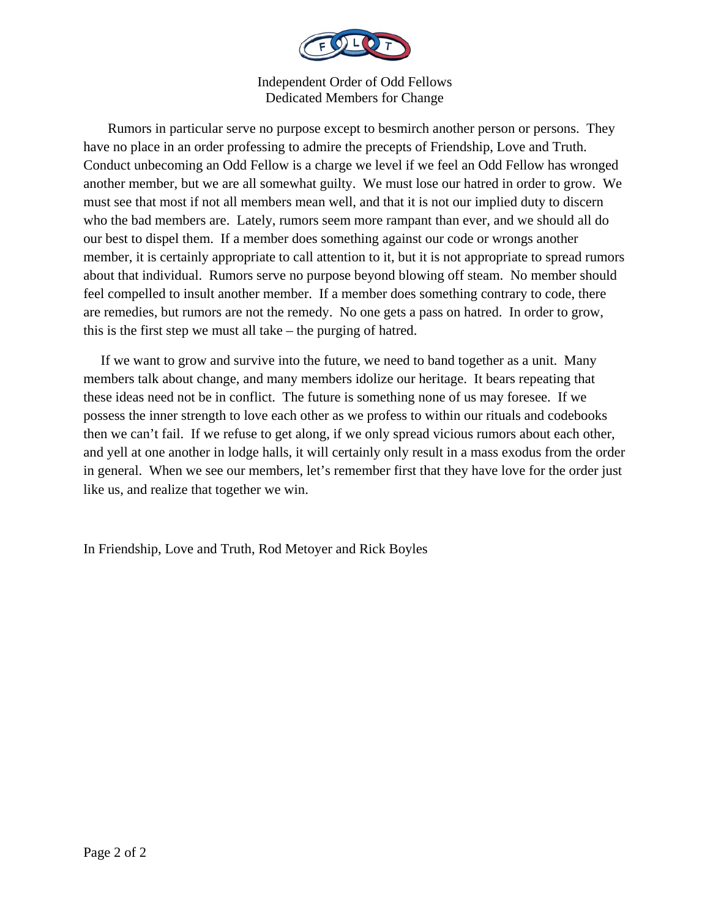Independent Order of Odd Fellows
Dedicated Members for Change

Rumors in particular serve no purpose except to besmirch another person or persons. They have no place in an order professing to admire the precepts of Friendship, Love and Truth. Conduct unbecoming an Odd Fellow is a charge we level if we feel an Odd Fellow has wronged another member, but we are all somewhat guilty. We must lose our hatred in order to grow. We must see that most if not all members mean well, and that it is not our implied duty to discern who the bad members are. Lately, rumors seem more rampant than ever, and we should all do our best to dispel them. If a member does something against our code or wrongs another member, it is certainly appropriate to call attention to it, but it is not appropriate to spread rumors about that individual. Rumors serve no purpose beyond blowing off steam. No member should feel compelled to insult another member. If a member does something contrary to code, there are remedies, but rumors are not the remedy. No one gets a pass on hatred. In order to grow, this is the first step we must all take – the purging of hatred.

If we want to grow and survive into the future, we need to band together as a unit. Many members talk about change, and many members idolize our heritage. It bears repeating that these ideas need not be in conflict. The future is something none of us may foresee. If we possess the inner strength to love each other as we profess to within our rituals and codebooks then we can't fail. If we refuse to get along, if we only spread vicious rumors about each other, and yell at one another in lodge halls, it will certainly only result in a mass exodus from the order in general. When we see our members, let's remember first that they have love for the order just like us, and realize that together we win.

In Friendship, Love and Truth, Rod Metoyer and Rick Boyles